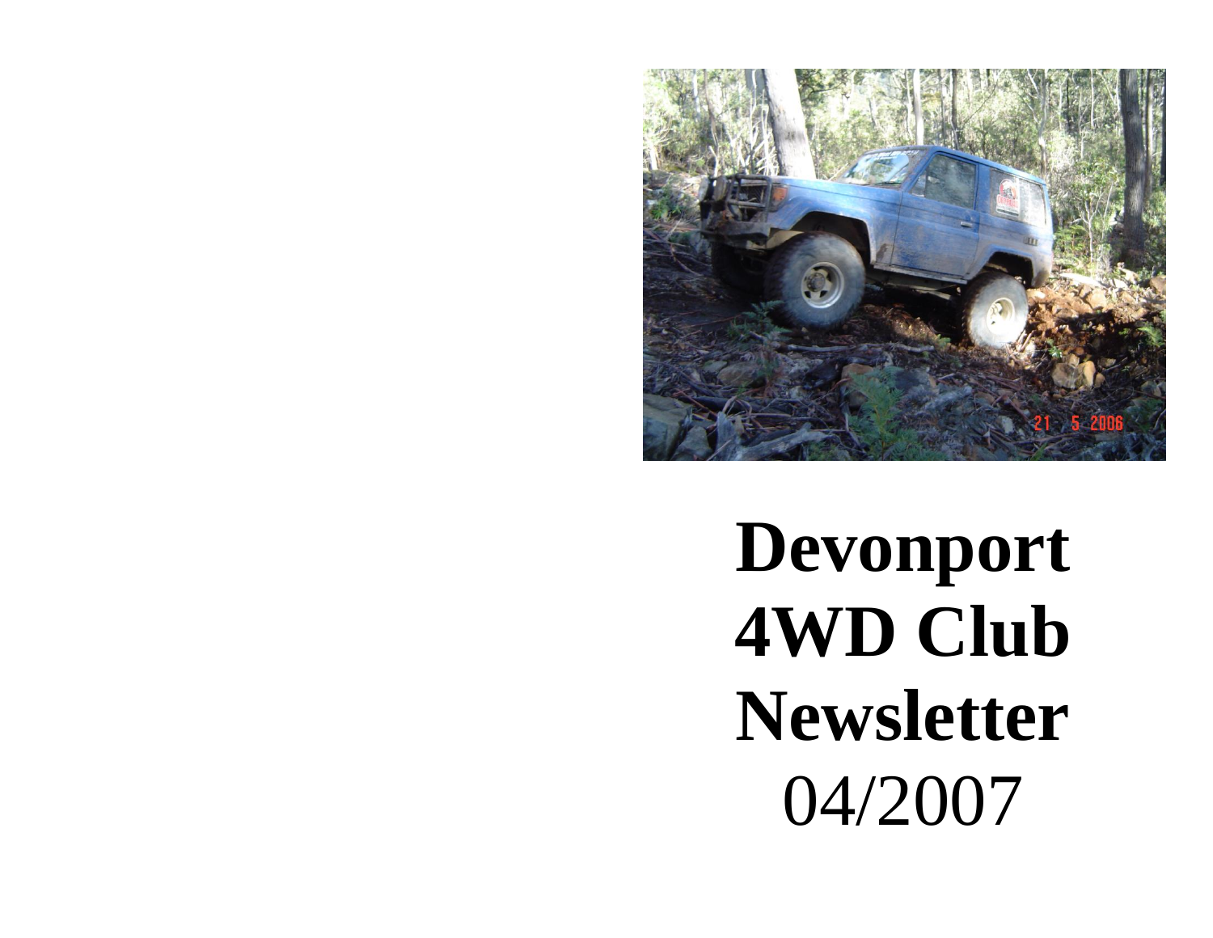# Devonport 4WD Club Newsletter

04/2007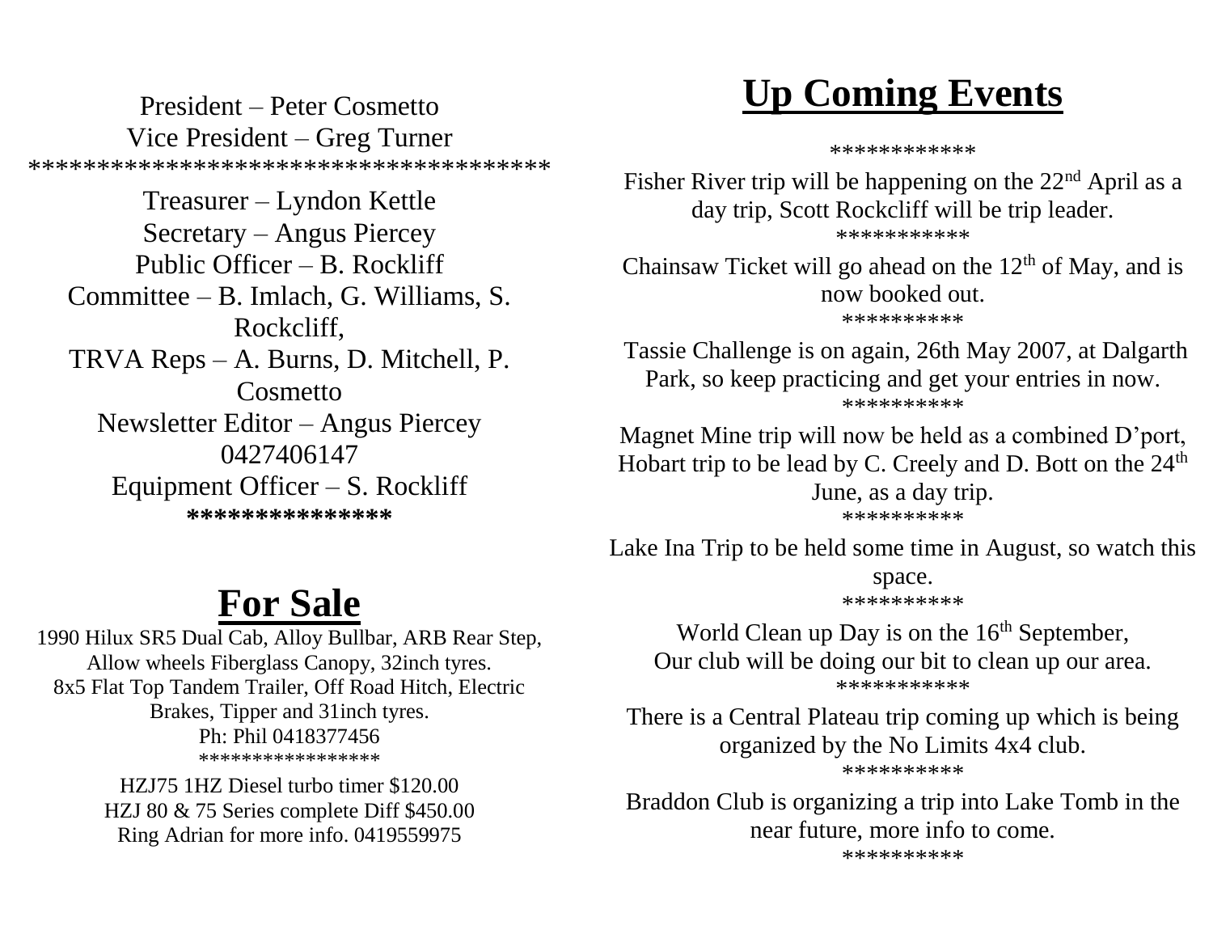President – Peter Cosmetto
Vice President – Greg Turner
*************************************

Treasurer – Lyndon Kettle
Secretary – Angus Piercey
Public Officer – B. Rockliff
Committee – B. Imlach, G. Williams, S. Rockcliff,
TRVA Reps – A. Burns, D. Mitchell, P. Cosmetto
Newsletter Editor – Angus Piercey 0427406147
Equipment Officer – S. Rockliff
**************

# For Sale

1990 Hilux SR5 Dual Cab, Alloy Bullbar, ARB Rear Step, Allow wheels Fiberglass Canopy, 32inch tyres.
8x5 Flat Top Tandem Trailer, Off Road Hitch, Electric Brakes, Tipper and 31inch tyres.
Ph: Phil 0418377456
****************

HZJ75 1HZ Diesel turbo timer $120.00
HZJ 80 & 75 Series complete Diff $450.00
Ring Adrian for more info. 0419559975

# Up Coming Events

************

Fisher River trip will be happening on the 22nd April as a day trip, Scott Rockcliff will be trip leader.
***********

Chainsaw Ticket will go ahead on the 12th of May, and is now booked out.
**********

Tassie Challenge is on again, 26th May 2007, at Dalgarth Park, so keep practicing and get your entries in now.
**********

Magnet Mine trip will now be held as a combined D'port, Hobart trip to be lead by C. Creely and D. Bott on the 24th June, as a day trip.
**********

Lake Ina Trip to be held some time in August, so watch this space.
**********

World Clean up Day is on the 16th September,
Our club will be doing our bit to clean up our area.
***********

There is a Central Plateau trip coming up which is being organized by the No Limits 4x4 club.
**********

Braddon Club is organizing a trip into Lake Tomb in the near future, more info to come.
**********